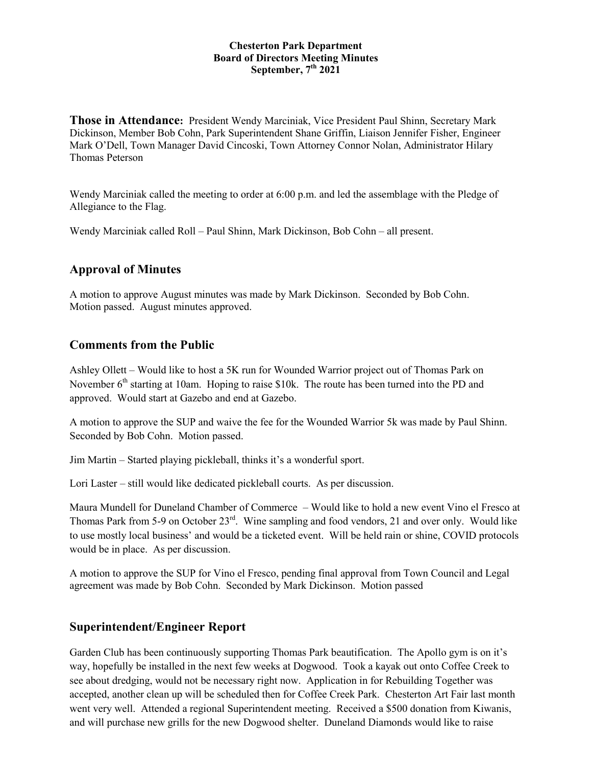**Chesterton Park Department**
**Board of Directors Meeting Minutes**
**September, 7th 2021**

**Those in Attendance:** President Wendy Marciniak, Vice President Paul Shinn, Secretary Mark Dickinson, Member Bob Cohn, Park Superintendent Shane Griffin, Liaison Jennifer Fisher, Engineer Mark O'Dell, Town Manager David Cincoski, Town Attorney Connor Nolan, Administrator Hilary Thomas Peterson

Wendy Marciniak called the meeting to order at 6:00 p.m. and led the assemblage with the Pledge of Allegiance to the Flag.

Wendy Marciniak called Roll – Paul Shinn, Mark Dickinson, Bob Cohn – all present.

## Approval of Minutes

A motion to approve August minutes was made by Mark Dickinson. Seconded by Bob Cohn. Motion passed. August minutes approved.

## Comments from the Public

Ashley Ollett – Would like to host a 5K run for Wounded Warrior project out of Thomas Park on November 6th starting at 10am. Hoping to raise $10k. The route has been turned into the PD and approved. Would start at Gazebo and end at Gazebo.

A motion to approve the SUP and waive the fee for the Wounded Warrior 5k was made by Paul Shinn. Seconded by Bob Cohn. Motion passed.

Jim Martin – Started playing pickleball, thinks it's a wonderful sport.

Lori Laster – still would like dedicated pickleball courts. As per discussion.

Maura Mundell for Duneland Chamber of Commerce – Would like to hold a new event Vino el Fresco at Thomas Park from 5-9 on October 23rd. Wine sampling and food vendors, 21 and over only. Would like to use mostly local business' and would be a ticketed event. Will be held rain or shine, COVID protocols would be in place. As per discussion.

A motion to approve the SUP for Vino el Fresco, pending final approval from Town Council and Legal agreement was made by Bob Cohn. Seconded by Mark Dickinson. Motion passed

## Superintendent/Engineer Report

Garden Club has been continuously supporting Thomas Park beautification. The Apollo gym is on it's way, hopefully be installed in the next few weeks at Dogwood. Took a kayak out onto Coffee Creek to see about dredging, would not be necessary right now. Application in for Rebuilding Together was accepted, another clean up will be scheduled then for Coffee Creek Park. Chesterton Art Fair last month went very well. Attended a regional Superintendent meeting. Received a $500 donation from Kiwanis, and will purchase new grills for the new Dogwood shelter. Duneland Diamonds would like to raise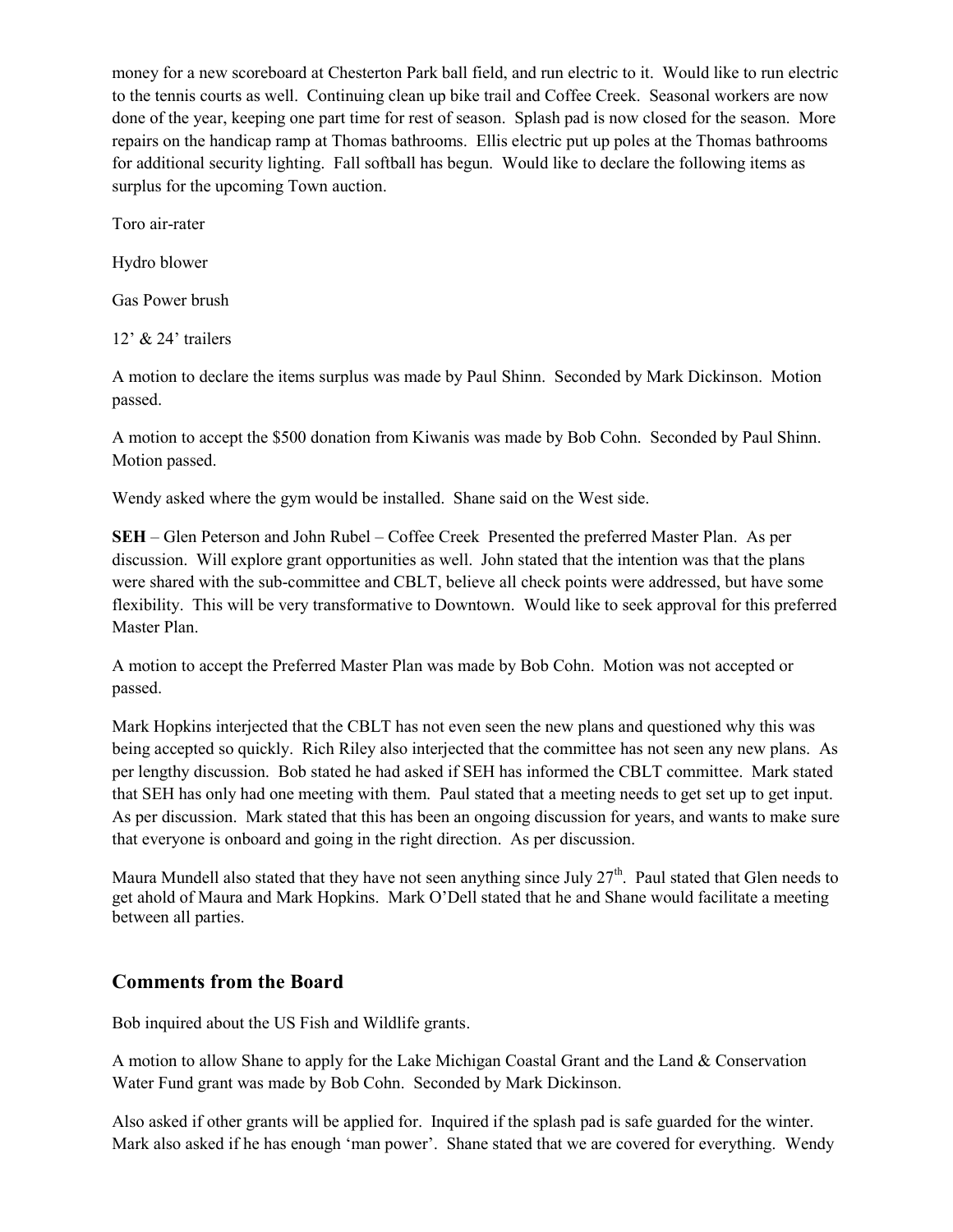money for a new scoreboard at Chesterton Park ball field, and run electric to it. Would like to run electric to the tennis courts as well. Continuing clean up bike trail and Coffee Creek. Seasonal workers are now done of the year, keeping one part time for rest of season. Splash pad is now closed for the season. More repairs on the handicap ramp at Thomas bathrooms. Ellis electric put up poles at the Thomas bathrooms for additional security lighting. Fall softball has begun. Would like to declare the following items as surplus for the upcoming Town auction.

Toro air-rater

Hydro blower

Gas Power brush

12' & 24' trailers

A motion to declare the items surplus was made by Paul Shinn. Seconded by Mark Dickinson. Motion passed.

A motion to accept the $500 donation from Kiwanis was made by Bob Cohn. Seconded by Paul Shinn. Motion passed.

Wendy asked where the gym would be installed. Shane said on the West side.

**SEH** – Glen Peterson and John Rubel – Coffee Creek Presented the preferred Master Plan. As per discussion. Will explore grant opportunities as well. John stated that the intention was that the plans were shared with the sub-committee and CBLT, believe all check points were addressed, but have some flexibility. This will be very transformative to Downtown. Would like to seek approval for this preferred Master Plan.

A motion to accept the Preferred Master Plan was made by Bob Cohn. Motion was not accepted or passed.

Mark Hopkins interjected that the CBLT has not even seen the new plans and questioned why this was being accepted so quickly. Rich Riley also interjected that the committee has not seen any new plans. As per lengthy discussion. Bob stated he had asked if SEH has informed the CBLT committee. Mark stated that SEH has only had one meeting with them. Paul stated that a meeting needs to get set up to get input. As per discussion. Mark stated that this has been an ongoing discussion for years, and wants to make sure that everyone is onboard and going in the right direction. As per discussion.

Maura Mundell also stated that they have not seen anything since July 27th. Paul stated that Glen needs to get ahold of Maura and Mark Hopkins. Mark O'Dell stated that he and Shane would facilitate a meeting between all parties.

## Comments from the Board

Bob inquired about the US Fish and Wildlife grants.

A motion to allow Shane to apply for the Lake Michigan Coastal Grant and the Land & Conservation Water Fund grant was made by Bob Cohn. Seconded by Mark Dickinson.

Also asked if other grants will be applied for. Inquired if the splash pad is safe guarded for the winter. Mark also asked if he has enough 'man power'. Shane stated that we are covered for everything. Wendy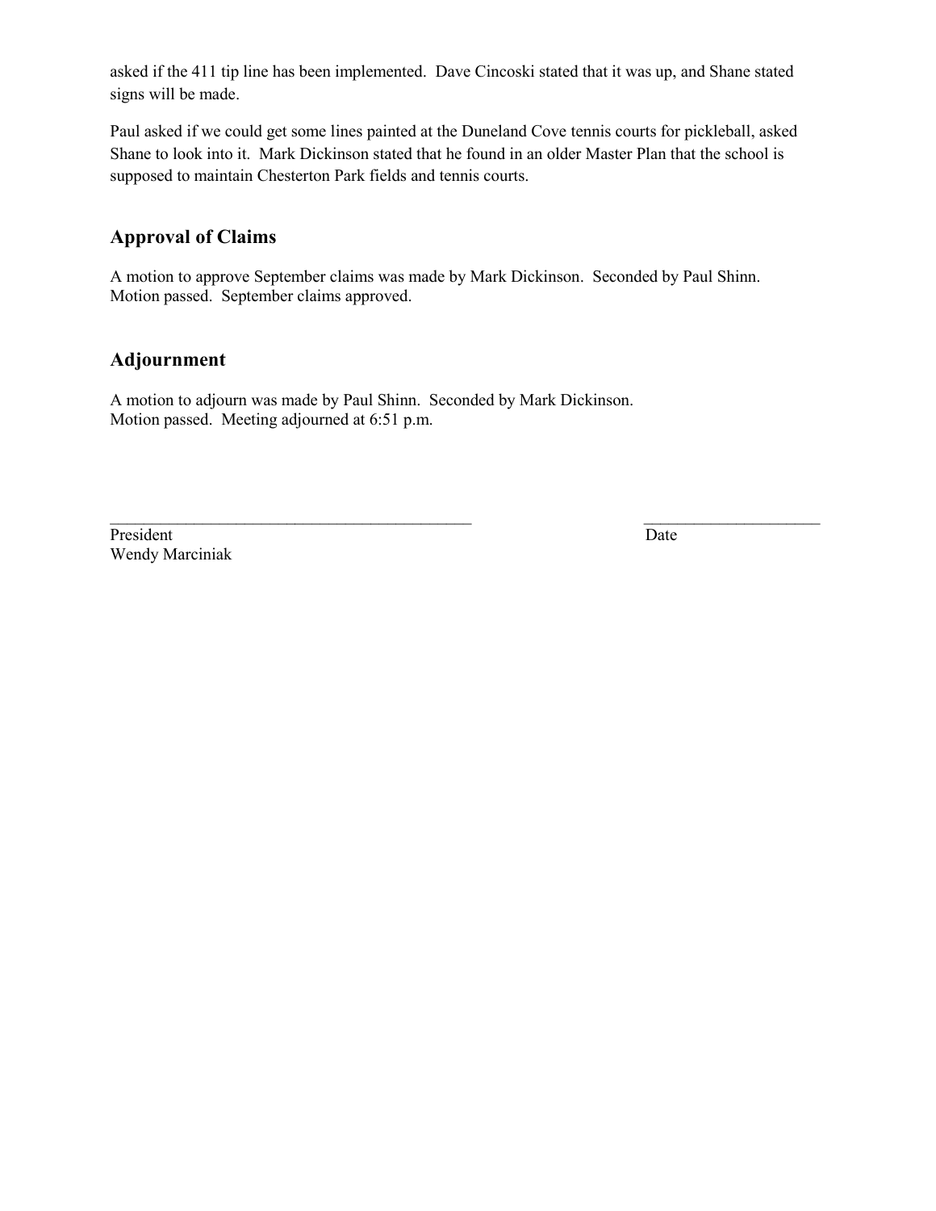asked if the 411 tip line has been implemented. Dave Cincoski stated that it was up, and Shane stated signs will be made.

Paul asked if we could get some lines painted at the Duneland Cove tennis courts for pickleball, asked Shane to look into it. Mark Dickinson stated that he found in an older Master Plan that the school is supposed to maintain Chesterton Park fields and tennis courts.

## Approval of Claims

A motion to approve September claims was made by Mark Dickinson. Seconded by Paul Shinn. Motion passed. September claims approved.

## Adjournment

A motion to adjourn was made by Paul Shinn. Seconded by Mark Dickinson. Motion passed. Meeting adjourned at 6:51 p.m.

_____________________________________________ _____________________

President Date

Wendy Marciniak